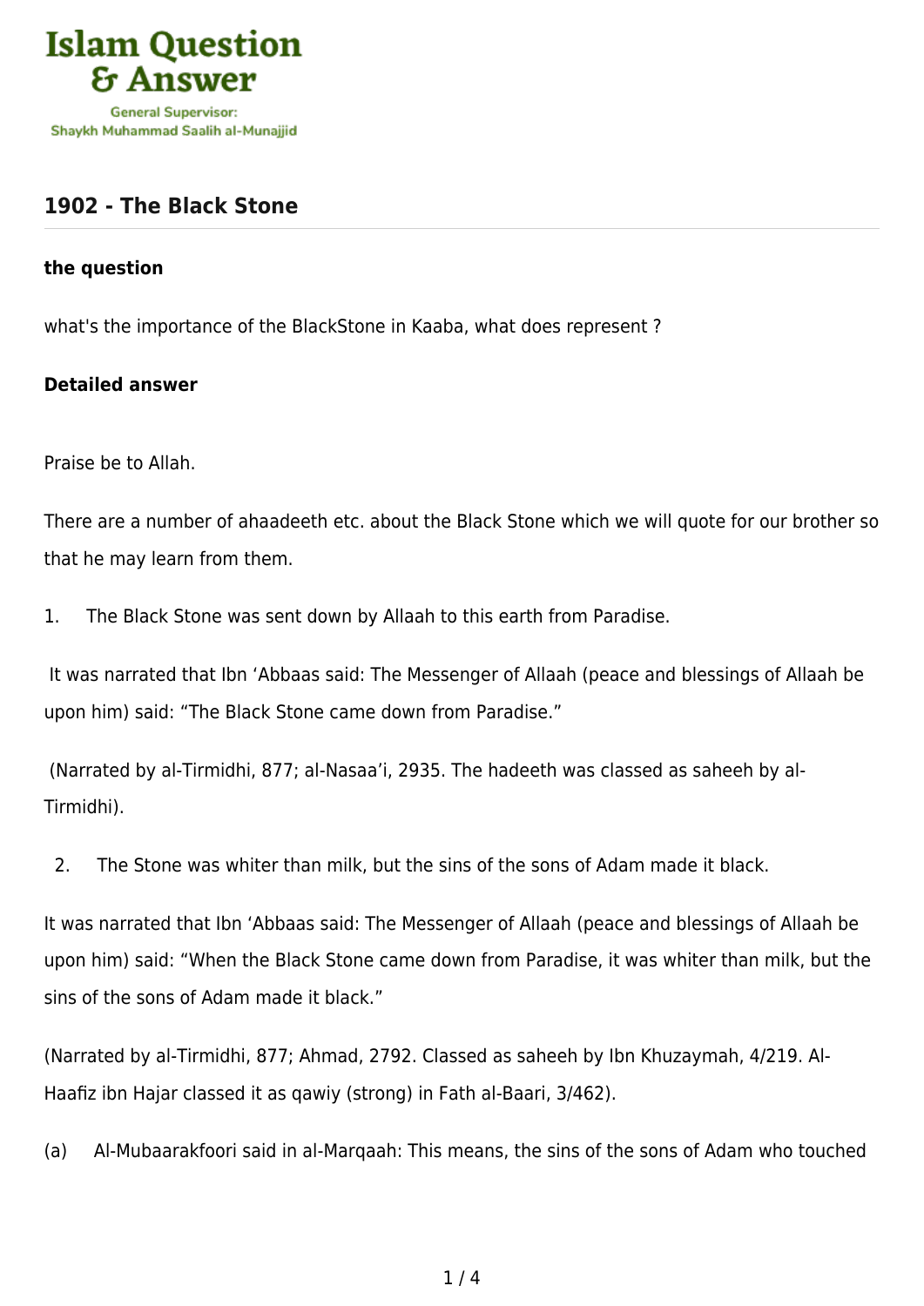# Islam Question & Answer

General Supervisor:
Shaykh Muhammad Saalih al-Munajjid

## 1902 - The Black Stone

**the question**

what's the importance of the BlackStone in Kaaba, what does represent ?

**Detailed answer**

Praise be to Allah.

There are a number of ahaadeeth etc. about the Black Stone which we will quote for our brother so that he may learn from them.

1. The Black Stone was sent down by Allaah to this earth from Paradise.

It was narrated that Ibn 'Abbaas said: The Messenger of Allaah (peace and blessings of Allaah be upon him) said: "The Black Stone came down from Paradise."

(Narrated by al-Tirmidhi, 877; al-Nasaa'i, 2935. The hadeeth was classed as saheeh by al-Tirmidhi).

2. The Stone was whiter than milk, but the sins of the sons of Adam made it black.

It was narrated that Ibn 'Abbaas said: The Messenger of Allaah (peace and blessings of Allaah be upon him) said: "When the Black Stone came down from Paradise, it was whiter than milk, but the sins of the sons of Adam made it black."

(Narrated by al-Tirmidhi, 877; Ahmad, 2792. Classed as saheeh by Ibn Khuzaymah, 4/219. Al-Haafiz ibn Hajar classed it as qawiy (strong) in Fath al-Baari, 3/462).

(a) Al-Mubaarakfoori said in al-Marqaah: This means, the sins of the sons of Adam who touched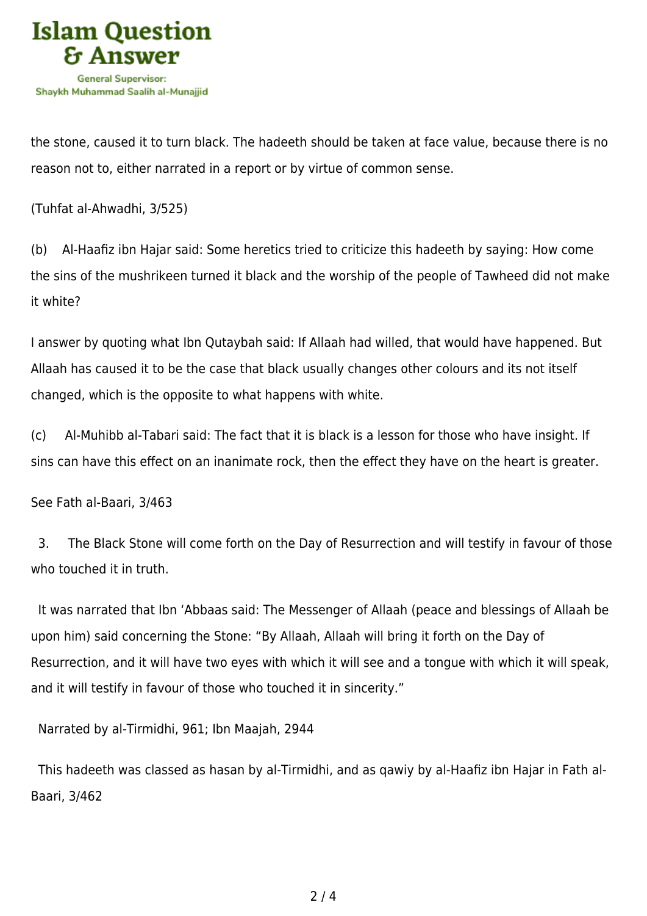the stone, caused it to turn black. The hadeeth should be taken at face value, because there is no reason not to, either narrated in a report or by virtue of common sense.

(Tuhfat al-Ahwadhi, 3/525)

(b) Al-Haafiz ibn Hajar said: Some heretics tried to criticize this hadeeth by saying: How come the sins of the mushrikeen turned it black and the worship of the people of Tawheed did not make it white?

I answer by quoting what Ibn Qutaybah said: If Allaah had willed, that would have happened. But Allaah has caused it to be the case that black usually changes other colours and its not itself changed, which is the opposite to what happens with white.

(c) Al-Muhibb al-Tabari said: The fact that it is black is a lesson for those who have insight. If sins can have this effect on an inanimate rock, then the effect they have on the heart is greater.

See Fath al-Baari, 3/463

3. The Black Stone will come forth on the Day of Resurrection and will testify in favour of those who touched it in truth.

It was narrated that Ibn 'Abbaas said: The Messenger of Allaah (peace and blessings of Allaah be upon him) said concerning the Stone: "By Allaah, Allaah will bring it forth on the Day of Resurrection, and it will have two eyes with which it will see and a tongue with which it will speak, and it will testify in favour of those who touched it in sincerity."

Narrated by al-Tirmidhi, 961; Ibn Maajah, 2944

This hadeeth was classed as hasan by al-Tirmidhi, and as qawiy by al-Haafiz ibn Hajar in Fath al-Baari, 3/462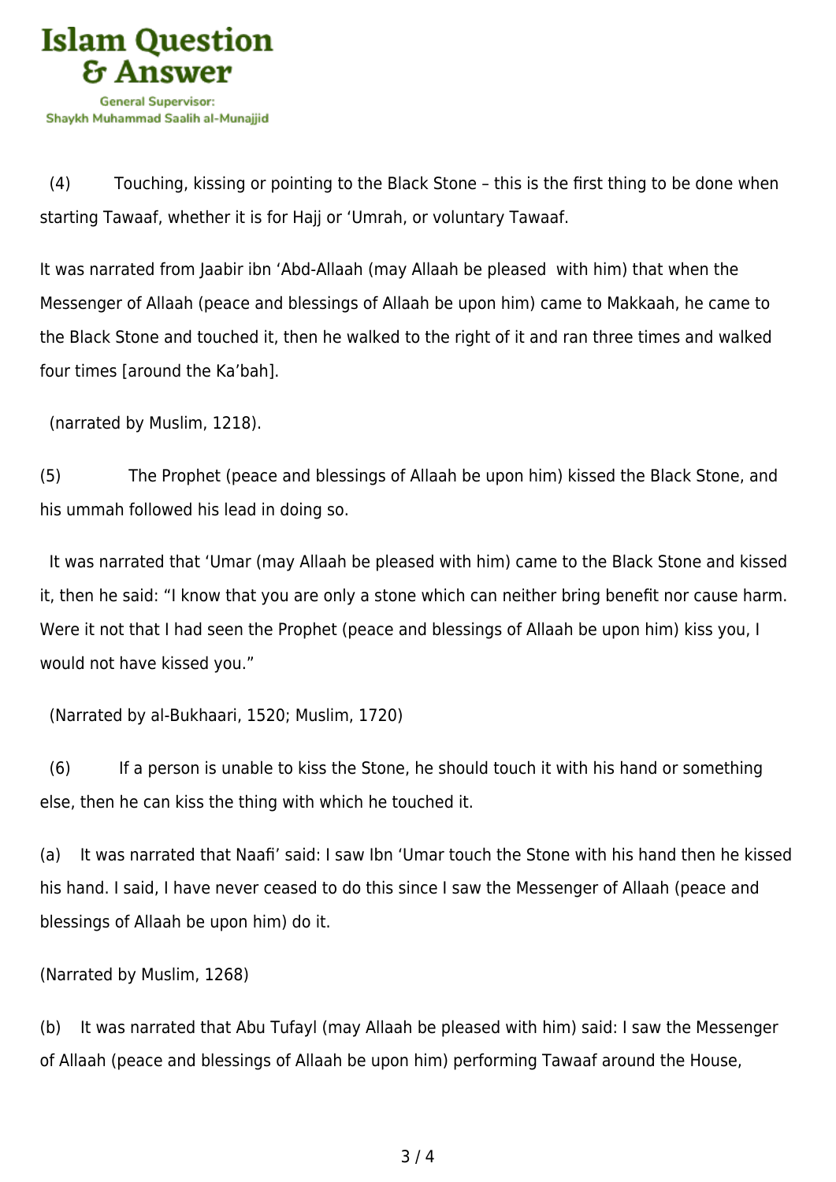(4) Touching, kissing or pointing to the Black Stone – this is the first thing to be done when starting Tawaaf, whether it is for Hajj or 'Umrah, or voluntary Tawaaf.

It was narrated from Jaabir ibn 'Abd-Allaah (may Allaah be pleased with him) that when the Messenger of Allaah (peace and blessings of Allaah be upon him) came to Makkaah, he came to the Black Stone and touched it, then he walked to the right of it and ran three times and walked four times [around the Ka'bah].

(narrated by Muslim, 1218).

(5) The Prophet (peace and blessings of Allaah be upon him) kissed the Black Stone, and his ummah followed his lead in doing so.

It was narrated that 'Umar (may Allaah be pleased with him) came to the Black Stone and kissed it, then he said: "I know that you are only a stone which can neither bring benefit nor cause harm. Were it not that I had seen the Prophet (peace and blessings of Allaah be upon him) kiss you, I would not have kissed you."

(Narrated by al-Bukhaari, 1520; Muslim, 1720)

(6) If a person is unable to kiss the Stone, he should touch it with his hand or something else, then he can kiss the thing with which he touched it.

(a) It was narrated that Naafi' said: I saw Ibn 'Umar touch the Stone with his hand then he kissed his hand. I said, I have never ceased to do this since I saw the Messenger of Allaah (peace and blessings of Allaah be upon him) do it.

(Narrated by Muslim, 1268)

(b) It was narrated that Abu Tufayl (may Allaah be pleased with him) said: I saw the Messenger of Allaah (peace and blessings of Allaah be upon him) performing Tawaaf around the House,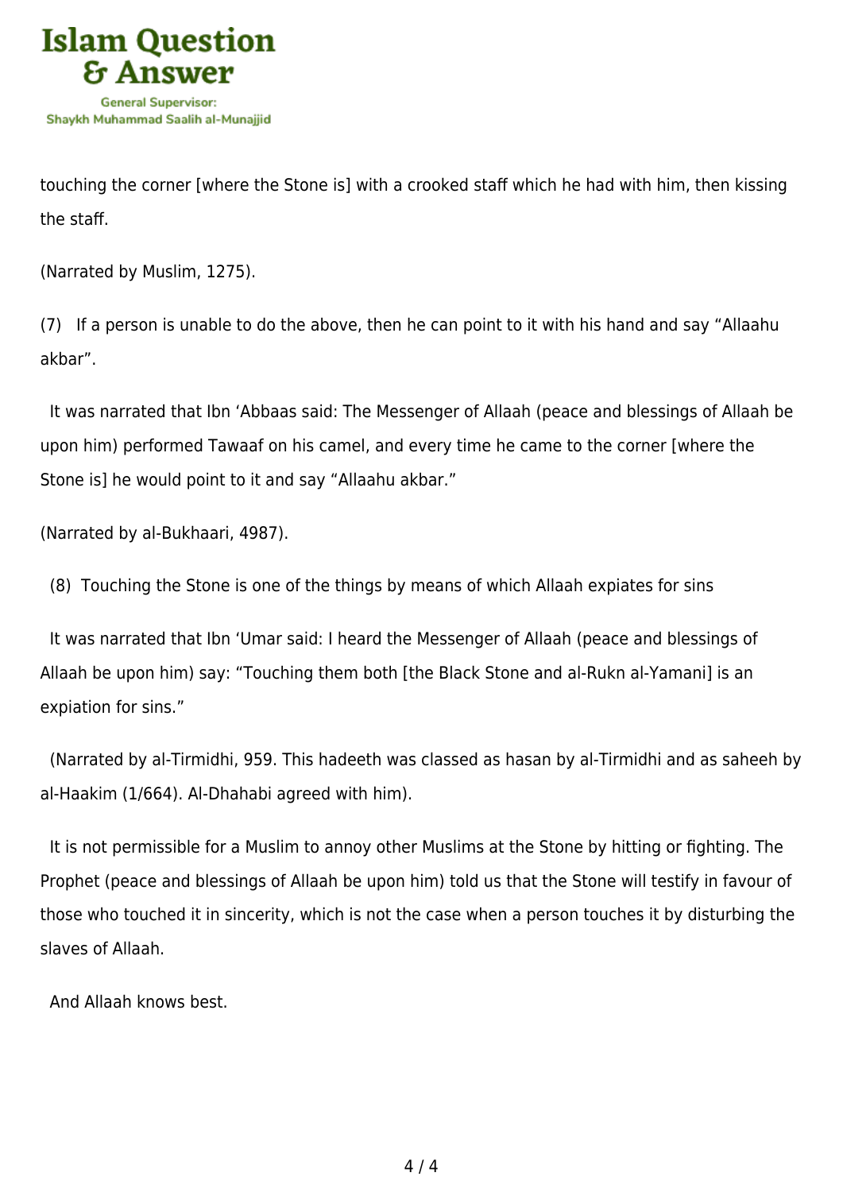touching the corner [where the Stone is] with a crooked staff which he had with him, then kissing the staff.

(Narrated by Muslim, 1275).

(7) If a person is unable to do the above, then he can point to it with his hand and say "Allaahu akbar".

It was narrated that Ibn 'Abbaas said: The Messenger of Allaah (peace and blessings of Allaah be upon him) performed Tawaaf on his camel, and every time he came to the corner [where the Stone is] he would point to it and say "Allaahu akbar."

(Narrated by al-Bukhaari, 4987).

(8) Touching the Stone is one of the things by means of which Allaah expiates for sins

It was narrated that Ibn 'Umar said: I heard the Messenger of Allaah (peace and blessings of Allaah be upon him) say: "Touching them both [the Black Stone and al-Rukn al-Yamani] is an expiation for sins."

(Narrated by al-Tirmidhi, 959. This hadeeth was classed as hasan by al-Tirmidhi and as saheeh by al-Haakim (1/664). Al-Dhahabi agreed with him).

It is not permissible for a Muslim to annoy other Muslims at the Stone by hitting or fighting. The Prophet (peace and blessings of Allaah be upon him) told us that the Stone will testify in favour of those who touched it in sincerity, which is not the case when a person touches it by disturbing the slaves of Allaah.

And Allaah knows best.